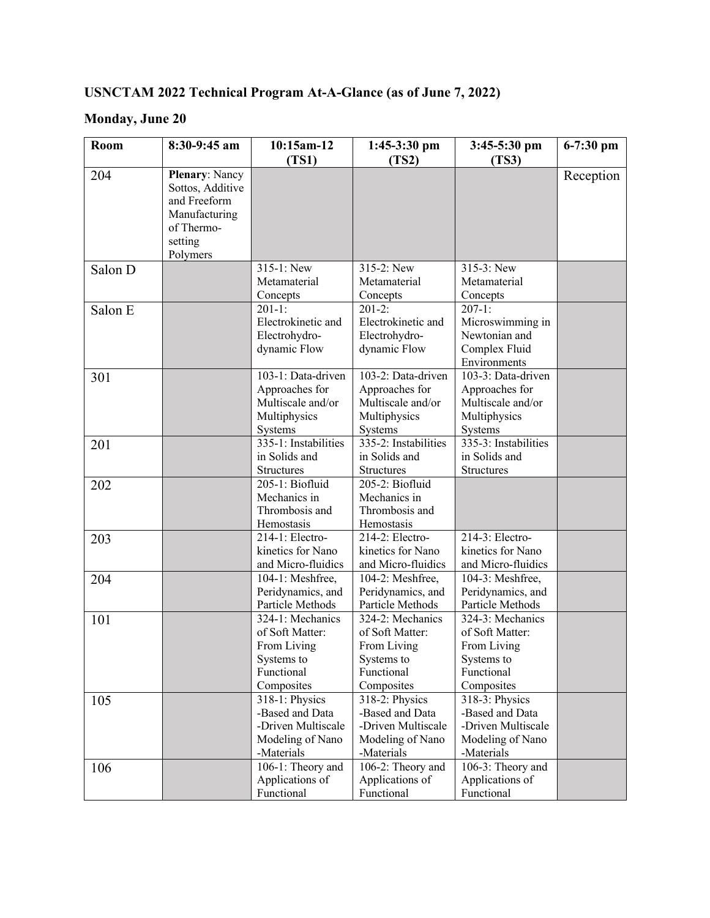# USNCTAM 2022 Technical Program At-A-Glance (as of June 7, 2022)

## Monday, June 20

| Room | 8:30-9:45 am | 10:15am-12 (TS1) | 1:45-3:30 pm (TS2) | 3:45-5:30 pm (TS3) | 6-7:30 pm |
|---|---|---|---|---|---|
| 204 | **Plenary**: Nancy Sottos, Additive and Freeform Manufacturing of Thermo-setting Polymers | | | | Reception |
| Salon D | | 315-1: New Metamaterial Concepts | 315-2: New Metamaterial Concepts | 315-3: New Metamaterial Concepts | |
| Salon E | | 201-1: Electrokinetic and Electrohydro-dynamic Flow | 201-2: Electrokinetic and Electrohydro-dynamic Flow | 207-1: Microswimming in Newtonian and Complex Fluid Environments | |
| 301 | | 103-1: Data-driven Approaches for Multiscale and/or Multiphysics Systems | 103-2: Data-driven Approaches for Multiscale and/or Multiphysics Systems | 103-3: Data-driven Approaches for Multiscale and/or Multiphysics Systems | |
| 201 | | 335-1: Instabilities in Solids and Structures | 335-2: Instabilities in Solids and Structures | 335-3: Instabilities in Solids and Structures | |
| 202 | | 205-1: Biofluid Mechanics in Thrombosis and Hemostasis | 205-2: Biofluid Mechanics in Thrombosis and Hemostasis | | |
| 203 | | 214-1: Electro-kinetics for Nano and Micro-fluidics | 214-2: Electro-kinetics for Nano and Micro-fluidics | 214-3: Electro-kinetics for Nano and Micro-fluidics | |
| 204 | | 104-1: Meshfree, Peridynamics, and Particle Methods | 104-2: Meshfree, Peridynamics, and Particle Methods | 104-3: Meshfree, Peridynamics, and Particle Methods | |
| 101 | | 324-1: Mechanics of Soft Matter: From Living Systems to Functional Composites | 324-2: Mechanics of Soft Matter: From Living Systems to Functional Composites | 324-3: Mechanics of Soft Matter: From Living Systems to Functional Composites | |
| 105 | | 318-1: Physics -Based and Data -Driven Multiscale Modeling of Nano -Materials | 318-2: Physics -Based and Data -Driven Multiscale Modeling of Nano -Materials | 318-3: Physics -Based and Data -Driven Multiscale Modeling of Nano -Materials | |
| 106 | | 106-1: Theory and Applications of Functional | 106-2: Theory and Applications of Functional | 106-3: Theory and Applications of Functional | |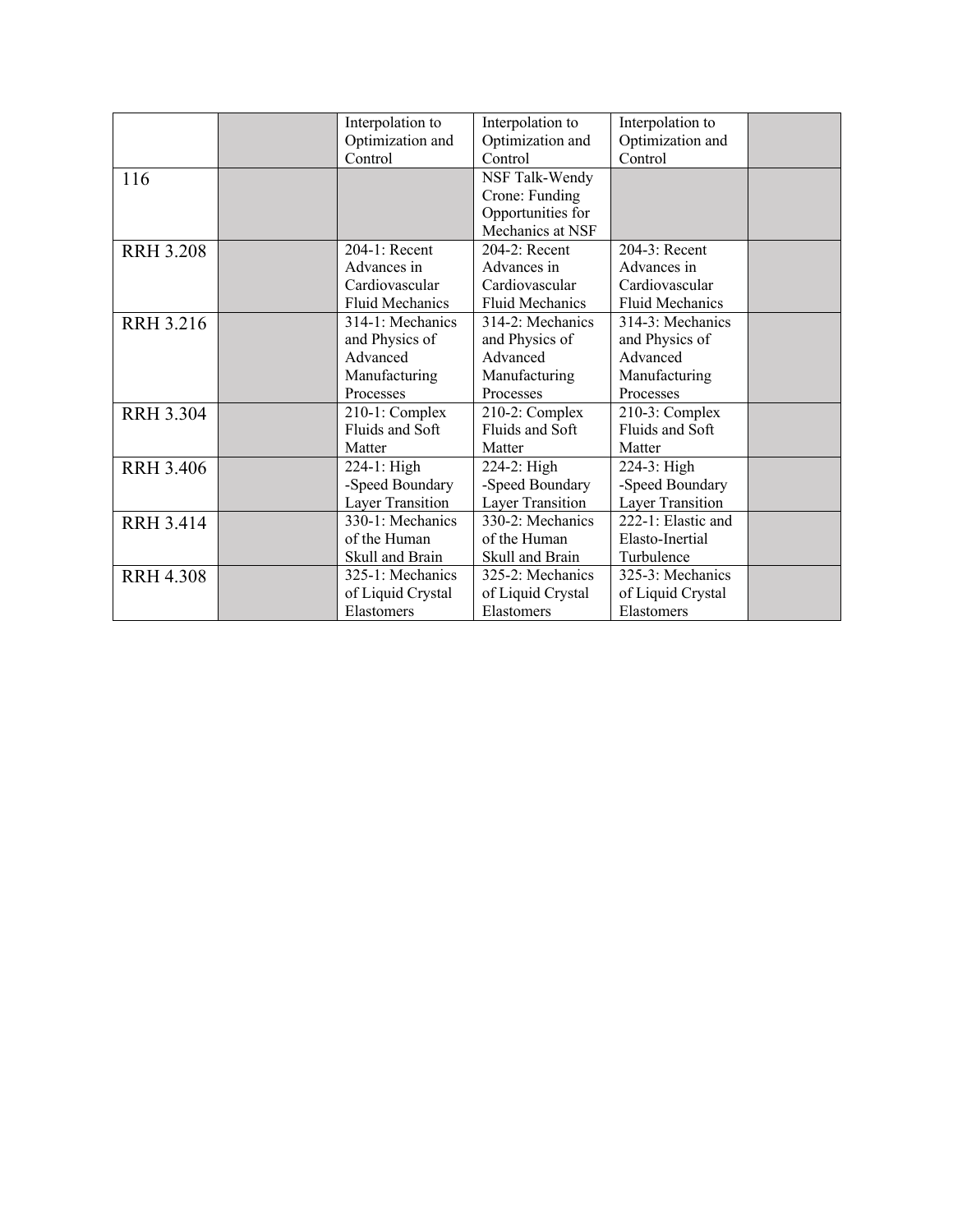| | | | | | |
|---|---|---|---|---|---|
| | | Interpolation to Optimization and Control | Interpolation to Optimization and Control | Interpolation to Optimization and Control | |
| 116 | | | NSF Talk-Wendy Crone: Funding Opportunities for Mechanics at NSF | | |
| RRH 3.208 | | 204-1: Recent Advances in Cardiovascular Fluid Mechanics | 204-2: Recent Advances in Cardiovascular Fluid Mechanics | 204-3: Recent Advances in Cardiovascular Fluid Mechanics | |
| RRH 3.216 | | 314-1: Mechanics and Physics of Advanced Manufacturing Processes | 314-2: Mechanics and Physics of Advanced Manufacturing Processes | 314-3: Mechanics and Physics of Advanced Manufacturing Processes | |
| RRH 3.304 | | 210-1: Complex Fluids and Soft Matter | 210-2: Complex Fluids and Soft Matter | 210-3: Complex Fluids and Soft Matter | |
| RRH 3.406 | | 224-1: High -Speed Boundary Layer Transition | 224-2: High -Speed Boundary Layer Transition | 224-3: High -Speed Boundary Layer Transition | |
| RRH 3.414 | | 330-1: Mechanics of the Human Skull and Brain | 330-2: Mechanics of the Human Skull and Brain | 222-1: Elastic and Elasto-Inertial Turbulence | |
| RRH 4.308 | | 325-1: Mechanics of Liquid Crystal Elastomers | 325-2: Mechanics of Liquid Crystal Elastomers | 325-3: Mechanics of Liquid Crystal Elastomers | |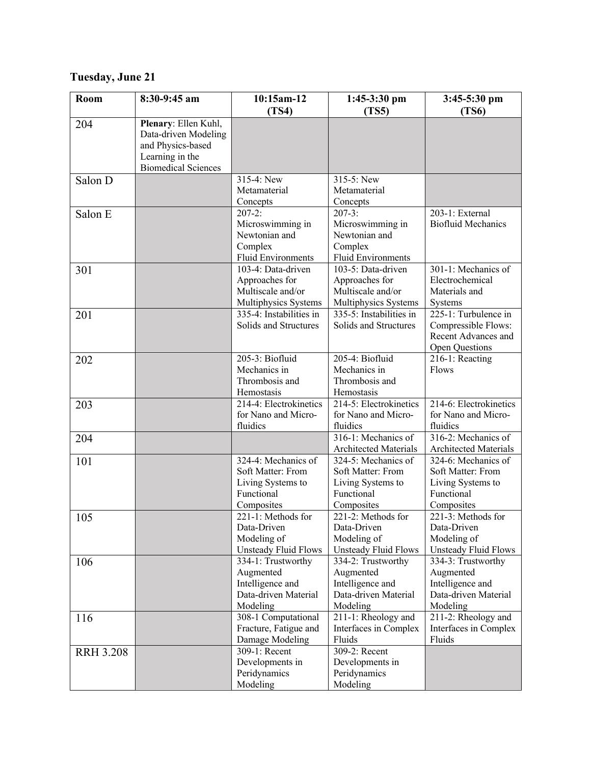**Tuesday, June 21**

| Room | 8:30-9:45 am | 10:15am-12 (TS4) | 1:45-3:30 pm (TS5) | 3:45-5:30 pm (TS6) |
|---|---|---|---|---|
| 204 | **Plenary**: Ellen Kuhl, Data-driven Modeling and Physics-based Learning in the Biomedical Sciences | | | |
| Salon D | | 315-4: New Metamaterial Concepts | 315-5: New Metamaterial Concepts | |
| Salon E | | 207-2: Microswimming in Newtonian and Complex Fluid Environments | 207-3: Microswimming in Newtonian and Complex Fluid Environments | 203-1: External Biofluid Mechanics |
| 301 | | 103-4: Data-driven Approaches for Multiscale and/or Multiphysics Systems | 103-5: Data-driven Approaches for Multiscale and/or Multiphysics Systems | 301-1: Mechanics of Electrochemical Materials and Systems |
| 201 | | 335-4: Instabilities in Solids and Structures | 335-5: Instabilities in Solids and Structures | 225-1: Turbulence in Compressible Flows: Recent Advances and Open Questions |
| 202 | | 205-3: Biofluid Mechanics in Thrombosis and Hemostasis | 205-4: Biofluid Mechanics in Thrombosis and Hemostasis | 216-1: Reacting Flows |
| 203 | | 214-4: Electrokinetics for Nano and Micro-fluidics | 214-5: Electrokinetics for Nano and Micro-fluidics | 214-6: Electrokinetics for Nano and Micro-fluidics |
| 204 | | | 316-1: Mechanics of Architected Materials | 316-2: Mechanics of Architected Materials |
| 101 | | 324-4: Mechanics of Soft Matter: From Living Systems to Functional Composites | 324-5: Mechanics of Soft Matter: From Living Systems to Functional Composites | 324-6: Mechanics of Soft Matter: From Living Systems to Functional Composites |
| 105 | | 221-1: Methods for Data-Driven Modeling of Unsteady Fluid Flows | 221-2: Methods for Data-Driven Modeling of Unsteady Fluid Flows | 221-3: Methods for Data-Driven Modeling of Unsteady Fluid Flows |
| 106 | | 334-1: Trustworthy Augmented Intelligence and Data-driven Material Modeling | 334-2: Trustworthy Augmented Intelligence and Data-driven Material Modeling | 334-3: Trustworthy Augmented Intelligence and Data-driven Material Modeling |
| 116 | | 308-1 Computational Fracture, Fatigue and Damage Modeling | 211-1: Rheology and Interfaces in Complex Fluids | 211-2: Rheology and Interfaces in Complex Fluids |
| RRH 3.208 | | 309-1: Recent Developments in Peridynamics Modeling | 309-2: Recent Developments in Peridynamics Modeling | |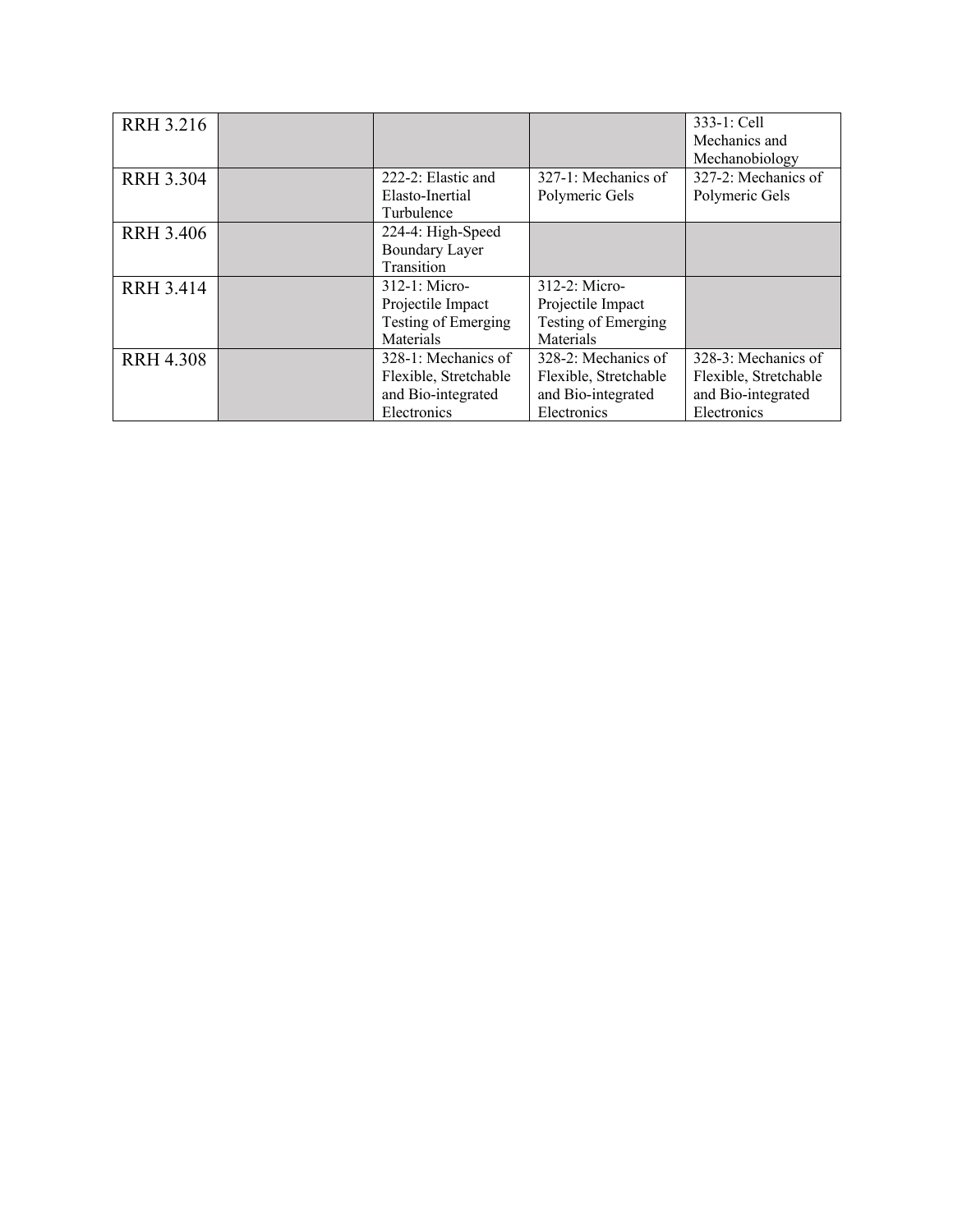| RRH 3.216 | | | | 333-1: Cell Mechanics and Mechanobiology |
|---|---|---|---|---|
| RRH 3.304 | | 222-2: Elastic and Elasto-Inertial Turbulence | 327-1: Mechanics of Polymeric Gels | 327-2: Mechanics of Polymeric Gels |
| RRH 3.406 | | 224-4: High-Speed Boundary Layer Transition | | |
| RRH 3.414 | | 312-1: Micro-Projectile Impact Testing of Emerging Materials | 312-2: Micro-Projectile Impact Testing of Emerging Materials | |
| RRH 4.308 | | 328-1: Mechanics of Flexible, Stretchable and Bio-integrated Electronics | 328-2: Mechanics of Flexible, Stretchable and Bio-integrated Electronics | 328-3: Mechanics of Flexible, Stretchable and Bio-integrated Electronics |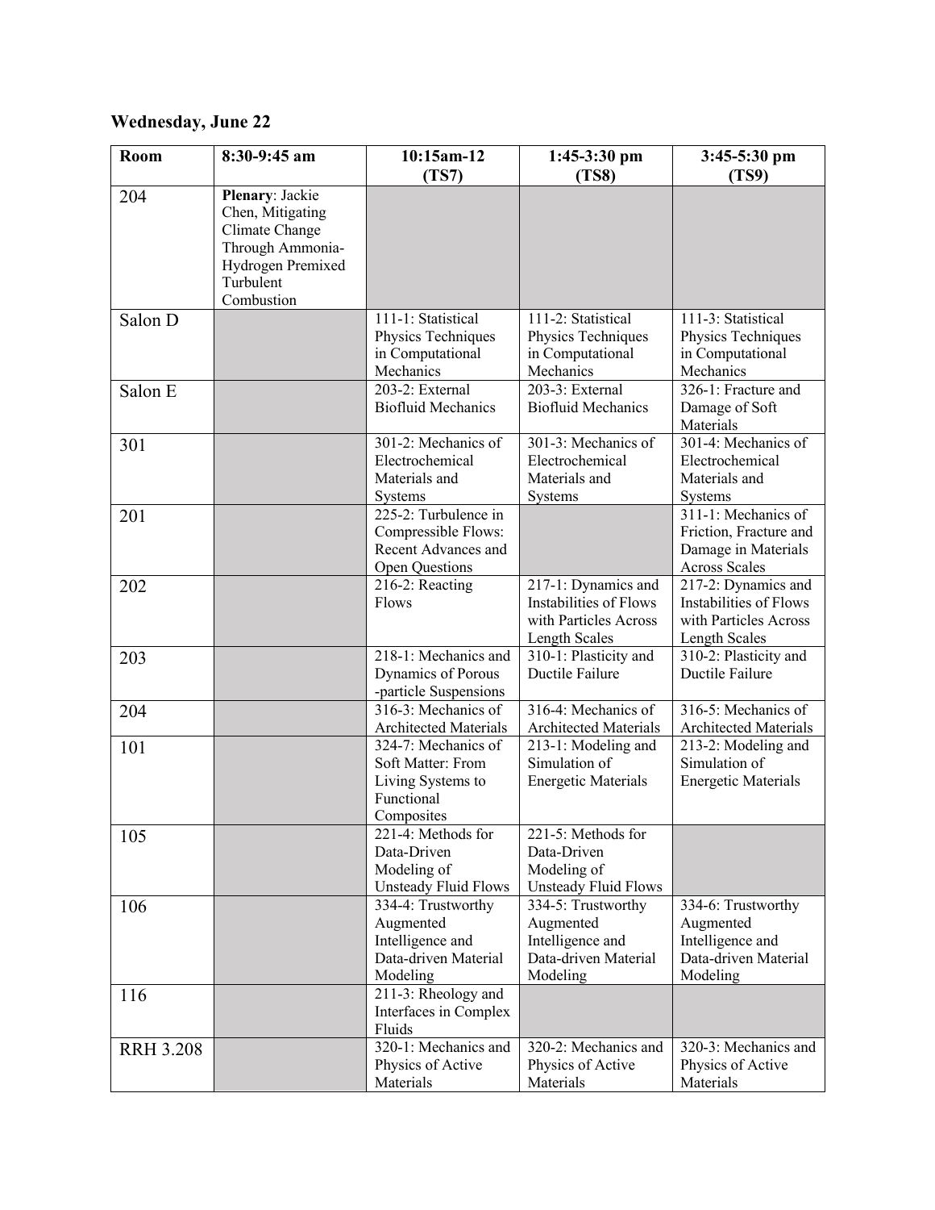**Wednesday, June 22**

| Room | 8:30-9:45 am | 10:15am-12 (TS7) | 1:45-3:30 pm (TS8) | 3:45-5:30 pm (TS9) |
|---|---|---|---|---|
| 204 | **Plenary**: Jackie Chen, Mitigating Climate Change Through Ammonia-Hydrogen Premixed Turbulent Combustion | | | |
| Salon D | | 111-1: Statistical Physics Techniques in Computational Mechanics | 111-2: Statistical Physics Techniques in Computational Mechanics | 111-3: Statistical Physics Techniques in Computational Mechanics |
| Salon E | | 203-2: External Biofluid Mechanics | 203-3: External Biofluid Mechanics | 326-1: Fracture and Damage of Soft Materials |
| 301 | | 301-2: Mechanics of Electrochemical Materials and Systems | 301-3: Mechanics of Electrochemical Materials and Systems | 301-4: Mechanics of Electrochemical Materials and Systems |
| 201 | | 225-2: Turbulence in Compressible Flows: Recent Advances and Open Questions | | 311-1: Mechanics of Friction, Fracture and Damage in Materials Across Scales |
| 202 | | 216-2: Reacting Flows | 217-1: Dynamics and Instabilities of Flows with Particles Across Length Scales | 217-2: Dynamics and Instabilities of Flows with Particles Across Length Scales |
| 203 | | 218-1: Mechanics and Dynamics of Porous -particle Suspensions | 310-1: Plasticity and Ductile Failure | 310-2: Plasticity and Ductile Failure |
| 204 | | 316-3: Mechanics of Architected Materials | 316-4: Mechanics of Architected Materials | 316-5: Mechanics of Architected Materials |
| 101 | | 324-7: Mechanics of Soft Matter: From Living Systems to Functional Composites | 213-1: Modeling and Simulation of Energetic Materials | 213-2: Modeling and Simulation of Energetic Materials |
| 105 | | 221-4: Methods for Data-Driven Modeling of Unsteady Fluid Flows | 221-5: Methods for Data-Driven Modeling of Unsteady Fluid Flows | |
| 106 | | 334-4: Trustworthy Augmented Intelligence and Data-driven Material Modeling | 334-5: Trustworthy Augmented Intelligence and Data-driven Material Modeling | 334-6: Trustworthy Augmented Intelligence and Data-driven Material Modeling |
| 116 | | 211-3: Rheology and Interfaces in Complex Fluids | | |
| RRH 3.208 | | 320-1: Mechanics and Physics of Active Materials | 320-2: Mechanics and Physics of Active Materials | 320-3: Mechanics and Physics of Active Materials |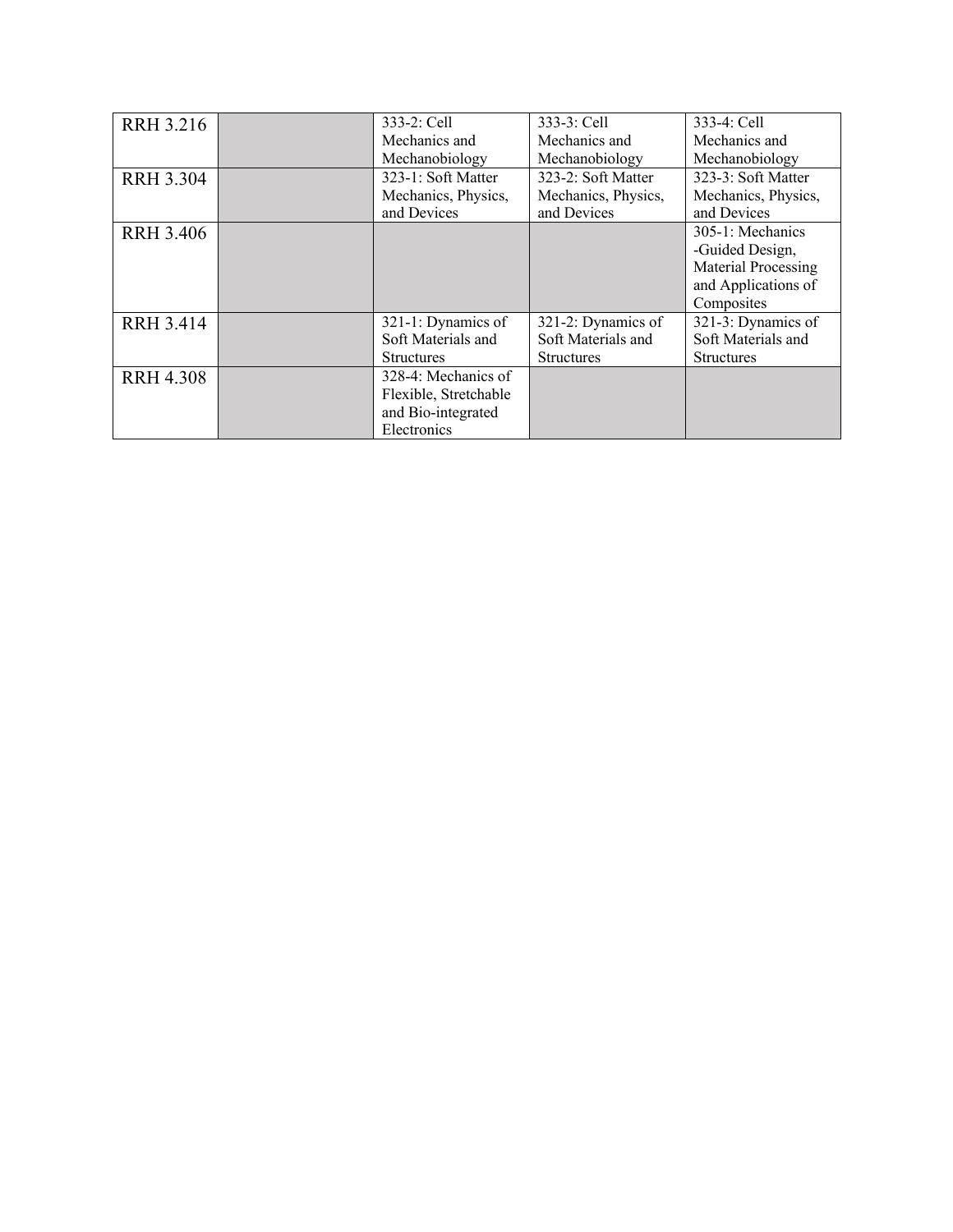| | | | | |
|---|---|---|---|---|
| RRH 3.216 | | 333-2: Cell Mechanics and Mechanobiology | 333-3: Cell Mechanics and Mechanobiology | 333-4: Cell Mechanics and Mechanobiology |
| RRH 3.304 | | 323-1: Soft Matter Mechanics, Physics, and Devices | 323-2: Soft Matter Mechanics, Physics, and Devices | 323-3: Soft Matter Mechanics, Physics, and Devices |
| RRH 3.406 | | | | 305-1: Mechanics -Guided Design, Material Processing and Applications of Composites |
| RRH 3.414 | | 321-1: Dynamics of Soft Materials and Structures | 321-2: Dynamics of Soft Materials and Structures | 321-3: Dynamics of Soft Materials and Structures |
| RRH 4.308 | | 328-4: Mechanics of Flexible, Stretchable and Bio-integrated Electronics | | |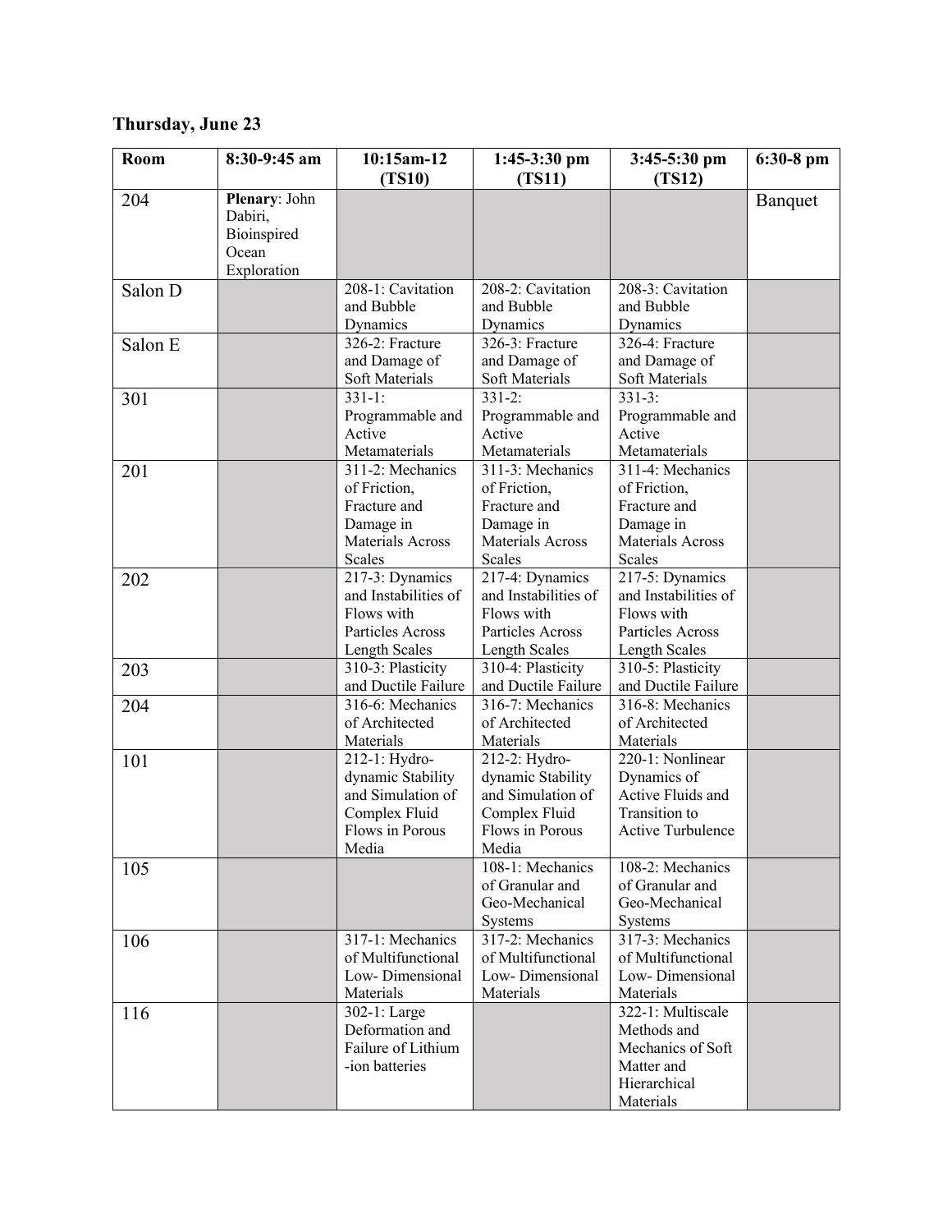**Thursday, June 23**

| Room | 8:30-9:45 am | 10:15am-12 (TS10) | 1:45-3:30 pm (TS11) | 3:45-5:30 pm (TS12) | 6:30-8 pm |
|---|---|---|---|---|---|
| 204 | **Plenary**: John Dabiri, Bioinspired Ocean Exploration | | | | Banquet |
| Salon D | | 208-1: Cavitation and Bubble Dynamics | 208-2: Cavitation and Bubble Dynamics | 208-3: Cavitation and Bubble Dynamics | |
| Salon E | | 326-2: Fracture and Damage of Soft Materials | 326-3: Fracture and Damage of Soft Materials | 326-4: Fracture and Damage of Soft Materials | |
| 301 | | 331-1: Programmable and Active Metamaterials | 331-2: Programmable and Active Metamaterials | 331-3: Programmable and Active Metamaterials | |
| 201 | | 311-2: Mechanics of Friction, Fracture and Damage in Materials Across Scales | 311-3: Mechanics of Friction, Fracture and Damage in Materials Across Scales | 311-4: Mechanics of Friction, Fracture and Damage in Materials Across Scales | |
| 202 | | 217-3: Dynamics and Instabilities of Flows with Particles Across Length Scales | 217-4: Dynamics and Instabilities of Flows with Particles Across Length Scales | 217-5: Dynamics and Instabilities of Flows with Particles Across Length Scales | |
| 203 | | 310-3: Plasticity and Ductile Failure | 310-4: Plasticity and Ductile Failure | 310-5: Plasticity and Ductile Failure | |
| 204 | | 316-6: Mechanics of Architected Materials | 316-7: Mechanics of Architected Materials | 316-8: Mechanics of Architected Materials | |
| 101 | | 212-1: Hydro-dynamic Stability and Simulation of Complex Fluid Flows in Porous Media | 212-2: Hydro-dynamic Stability and Simulation of Complex Fluid Flows in Porous Media | 220-1: Nonlinear Dynamics of Active Fluids and Transition to Active Turbulence | |
| 105 | | | 108-1: Mechanics of Granular and Geo-Mechanical Systems | 108-2: Mechanics of Granular and Geo-Mechanical Systems | |
| 106 | | 317-1: Mechanics of Multifunctional Low- Dimensional Materials | 317-2: Mechanics of Multifunctional Low- Dimensional Materials | 317-3: Mechanics of Multifunctional Low- Dimensional Materials | |
| 116 | | 302-1: Large Deformation and Failure of Lithium -ion batteries | | 322-1: Multiscale Methods and Mechanics of Soft Matter and Hierarchical Materials | |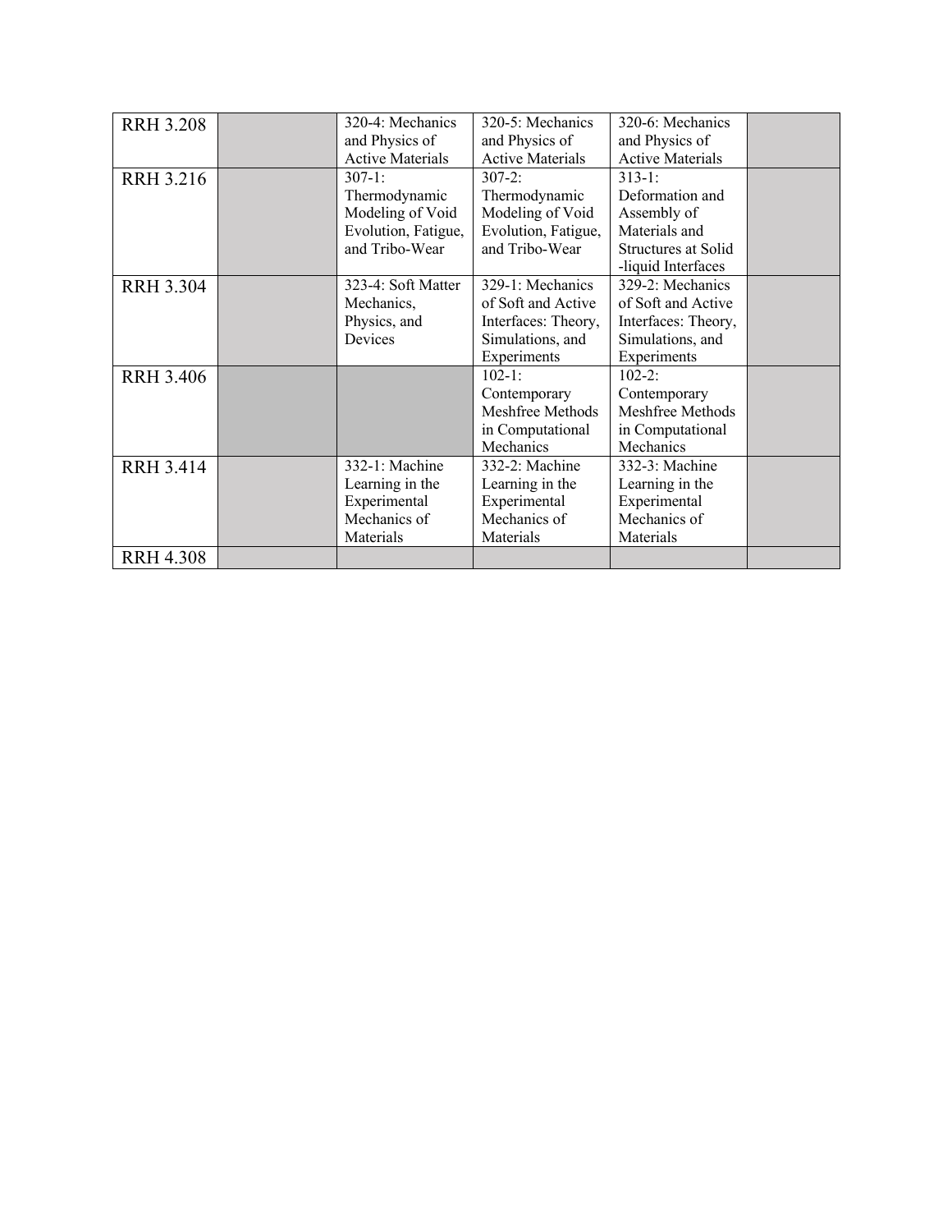| | | | | | |
|---|---|---|---|---|---|
| RRH 3.208 | | 320-4: Mechanics and Physics of Active Materials | 320-5: Mechanics and Physics of Active Materials | 320-6: Mechanics and Physics of Active Materials | |
| RRH 3.216 | | 307-1: Thermodynamic Modeling of Void Evolution, Fatigue, and Tribo-Wear | 307-2: Thermodynamic Modeling of Void Evolution, Fatigue, and Tribo-Wear | 313-1: Deformation and Assembly of Materials and Structures at Solid -liquid Interfaces | |
| RRH 3.304 | | 323-4: Soft Matter Mechanics, Physics, and Devices | 329-1: Mechanics of Soft and Active Interfaces: Theory, Simulations, and Experiments | 329-2: Mechanics of Soft and Active Interfaces: Theory, Simulations, and Experiments | |
| RRH 3.406 | | | 102-1: Contemporary Meshfree Methods in Computational Mechanics | 102-2: Contemporary Meshfree Methods in Computational Mechanics | |
| RRH 3.414 | | 332-1: Machine Learning in the Experimental Mechanics of Materials | 332-2: Machine Learning in the Experimental Mechanics of Materials | 332-3: Machine Learning in the Experimental Mechanics of Materials | |
| RRH 4.308 | | | | | |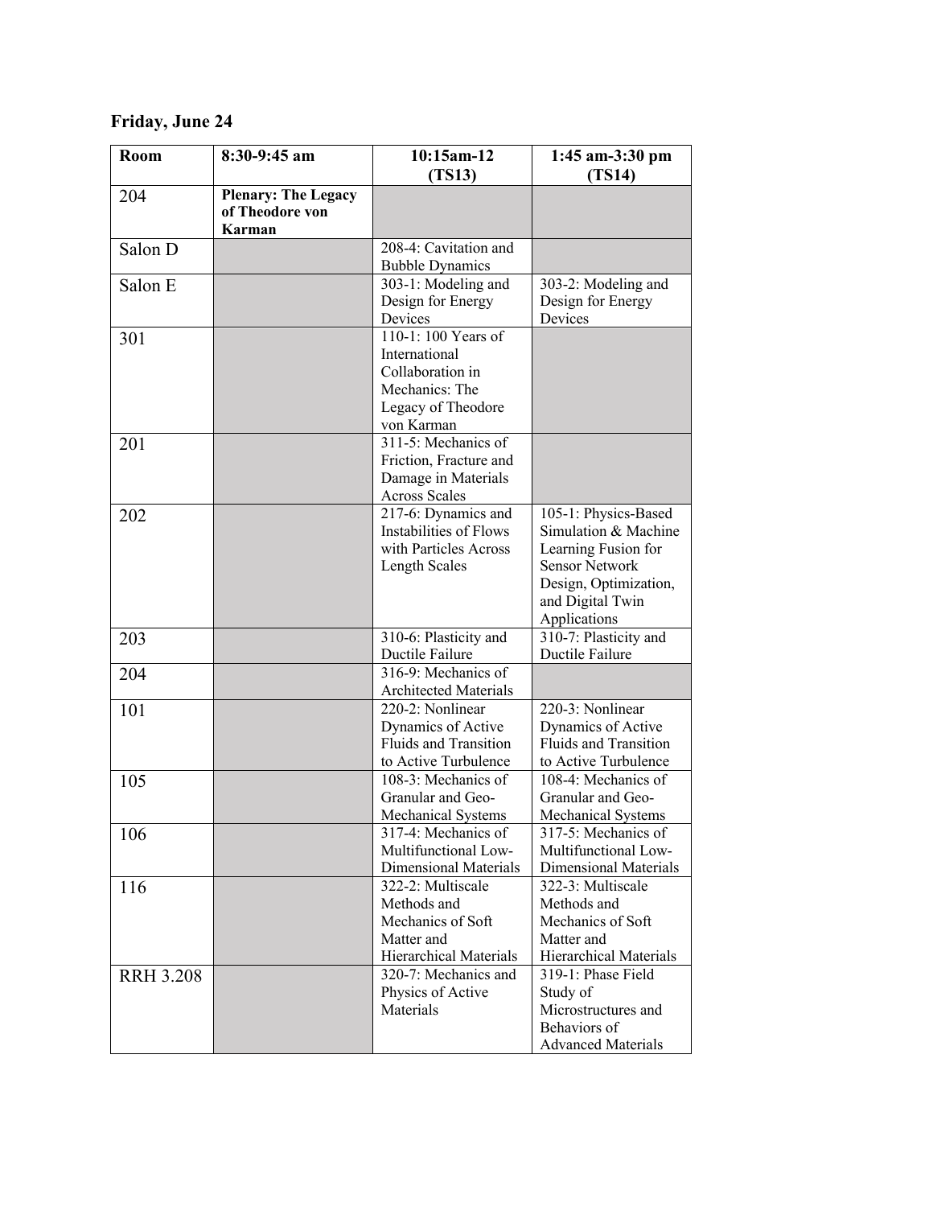## Friday, June 24

| Room | 8:30-9:45 am | 10:15am-12 (TS13) | 1:45 am-3:30 pm (TS14) |
|---|---|---|---|
| 204 | **Plenary: The Legacy of Theodore von Karman** | | |
| Salon D | | 208-4: Cavitation and Bubble Dynamics | |
| Salon E | | 303-1: Modeling and Design for Energy Devices | 303-2: Modeling and Design for Energy Devices |
| 301 | | 110-1: 100 Years of International Collaboration in Mechanics: The Legacy of Theodore von Karman | |
| 201 | | 311-5: Mechanics of Friction, Fracture and Damage in Materials Across Scales | |
| 202 | | 217-6: Dynamics and Instabilities of Flows with Particles Across Length Scales | 105-1: Physics-Based Simulation & Machine Learning Fusion for Sensor Network Design, Optimization, and Digital Twin Applications |
| 203 | | 310-6: Plasticity and Ductile Failure | 310-7: Plasticity and Ductile Failure |
| 204 | | 316-9: Mechanics of Architected Materials | |
| 101 | | 220-2: Nonlinear Dynamics of Active Fluids and Transition to Active Turbulence | 220-3: Nonlinear Dynamics of Active Fluids and Transition to Active Turbulence |
| 105 | | 108-3: Mechanics of Granular and Geo-Mechanical Systems | 108-4: Mechanics of Granular and Geo-Mechanical Systems |
| 106 | | 317-4: Mechanics of Multifunctional Low-Dimensional Materials | 317-5: Mechanics of Multifunctional Low-Dimensional Materials |
| 116 | | 322-2: Multiscale Methods and Mechanics of Soft Matter and Hierarchical Materials | 322-3: Multiscale Methods and Mechanics of Soft Matter and Hierarchical Materials |
| RRH 3.208 | | 320-7: Mechanics and Physics of Active Materials | 319-1: Phase Field Study of Microstructures and Behaviors of Advanced Materials |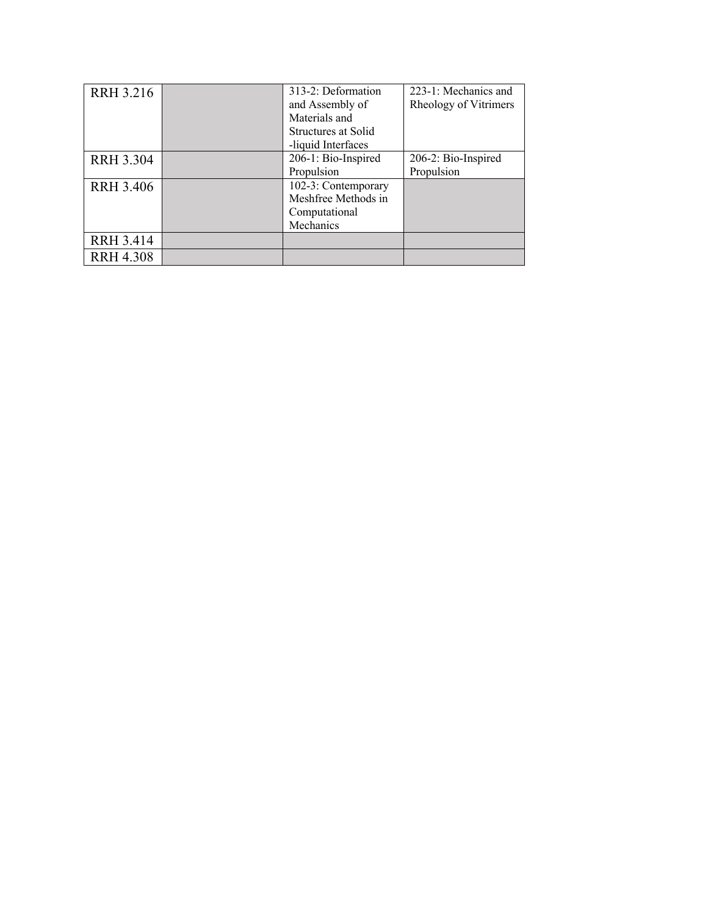| | | | |
|---|---|---|---|
| RRH 3.216 | | 313-2: Deformation and Assembly of Materials and Structures at Solid -liquid Interfaces | 223-1: Mechanics and Rheology of Vitrimers |
| RRH 3.304 | | 206-1: Bio-Inspired Propulsion | 206-2: Bio-Inspired Propulsion |
| RRH 3.406 | | 102-3: Contemporary Meshfree Methods in Computational Mechanics | |
| RRH 3.414 | | | |
| RRH 4.308 | | | |